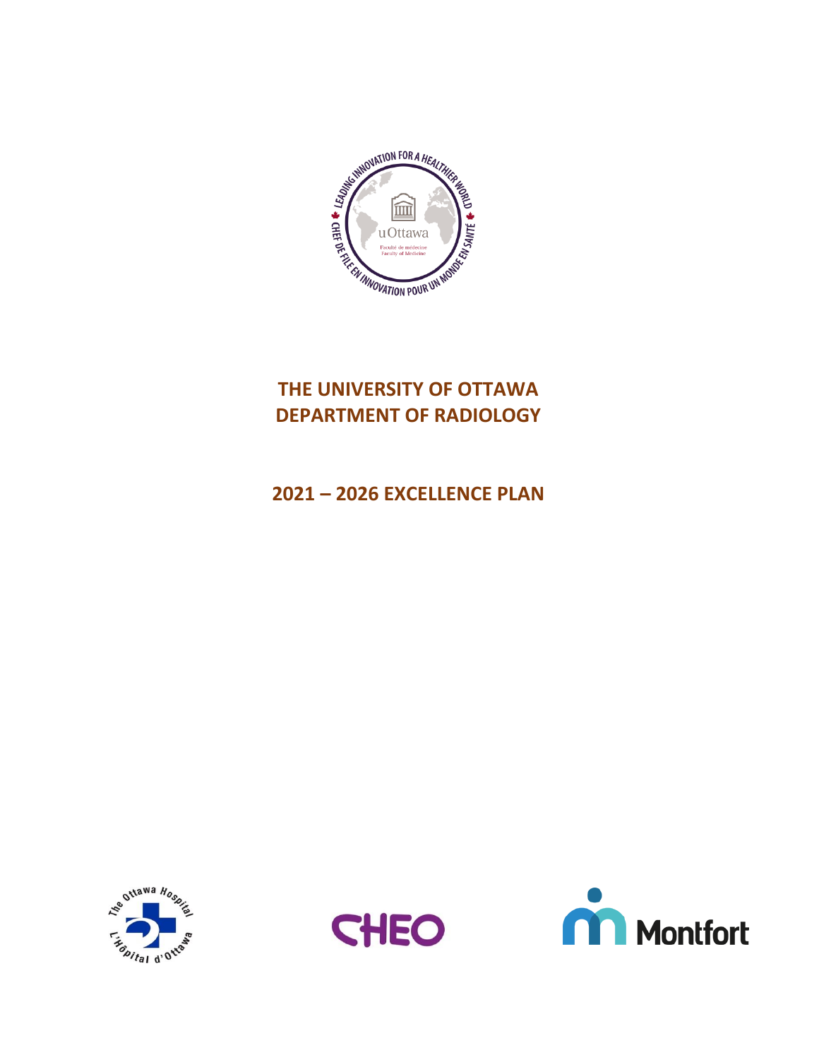# THE UNIVERSITY OF OTTAWA DEPARTMENT OF RADIOLOGY

## 2021 – 2026 EXCELLENCE PLAN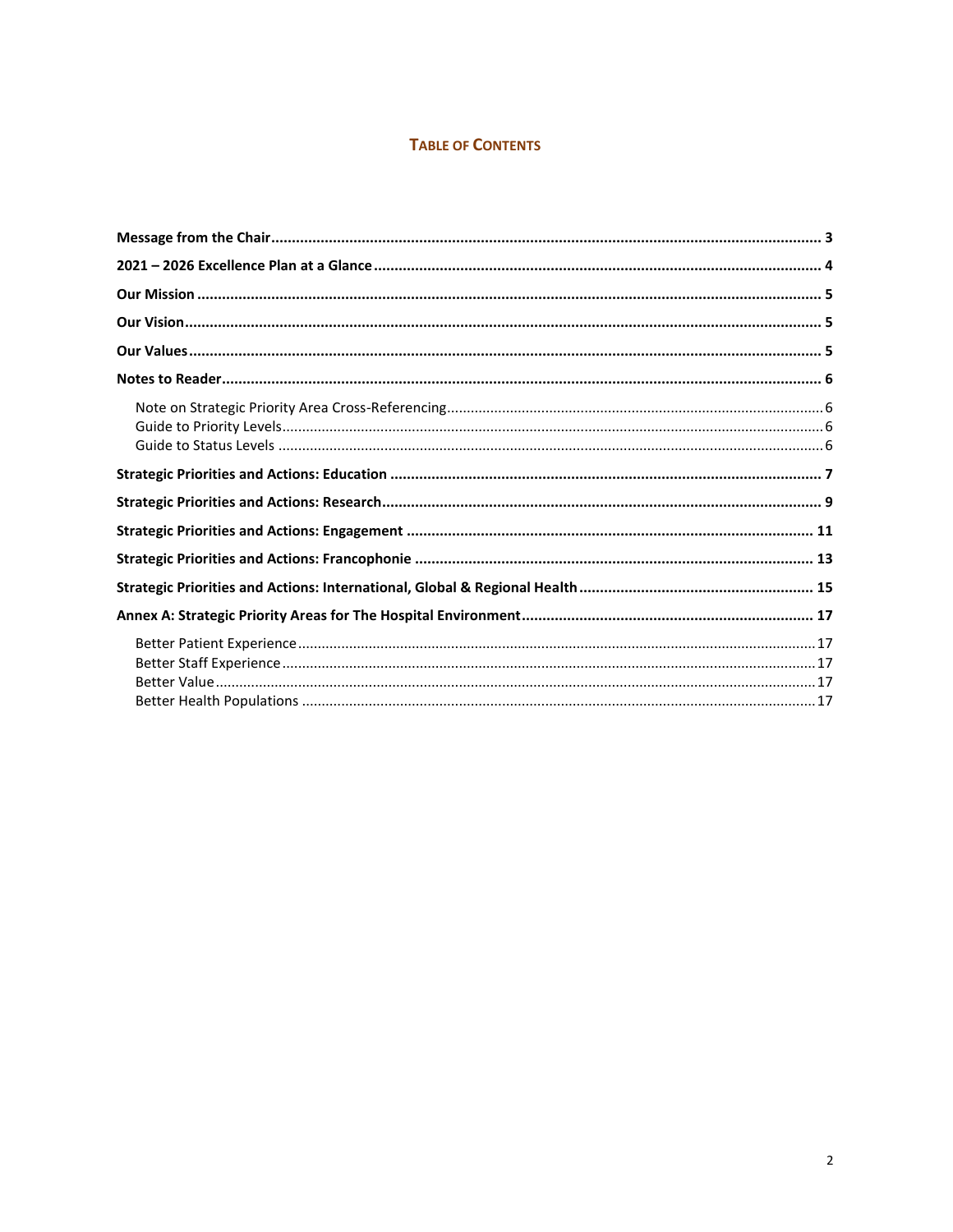# Table of Contents

**Message from the Chair** ... **3**

**2021 – 2026 Excellence Plan at a Glance** ... **4**

**Our Mission** ... **5**

**Our Vision** ... **5**

**Our Values** ... **5**

**Notes to Reader** ... **6**

- Note on Strategic Priority Area Cross-Referencing ... 6
- Guide to Priority Levels ... 6
- Guide to Status Levels ... 6

**Strategic Priorities and Actions: Education** ... **7**

**Strategic Priorities and Actions: Research** ... **9**

**Strategic Priorities and Actions: Engagement** ... **11**

**Strategic Priorities and Actions: Francophonie** ... **13**

**Strategic Priorities and Actions: International, Global & Regional Health** ... **15**

**Annex A: Strategic Priority Areas for The Hospital Environment** ... **17**

- Better Patient Experience ... 17
- Better Staff Experience ... 17
- Better Value ... 17
- Better Health Populations ... 17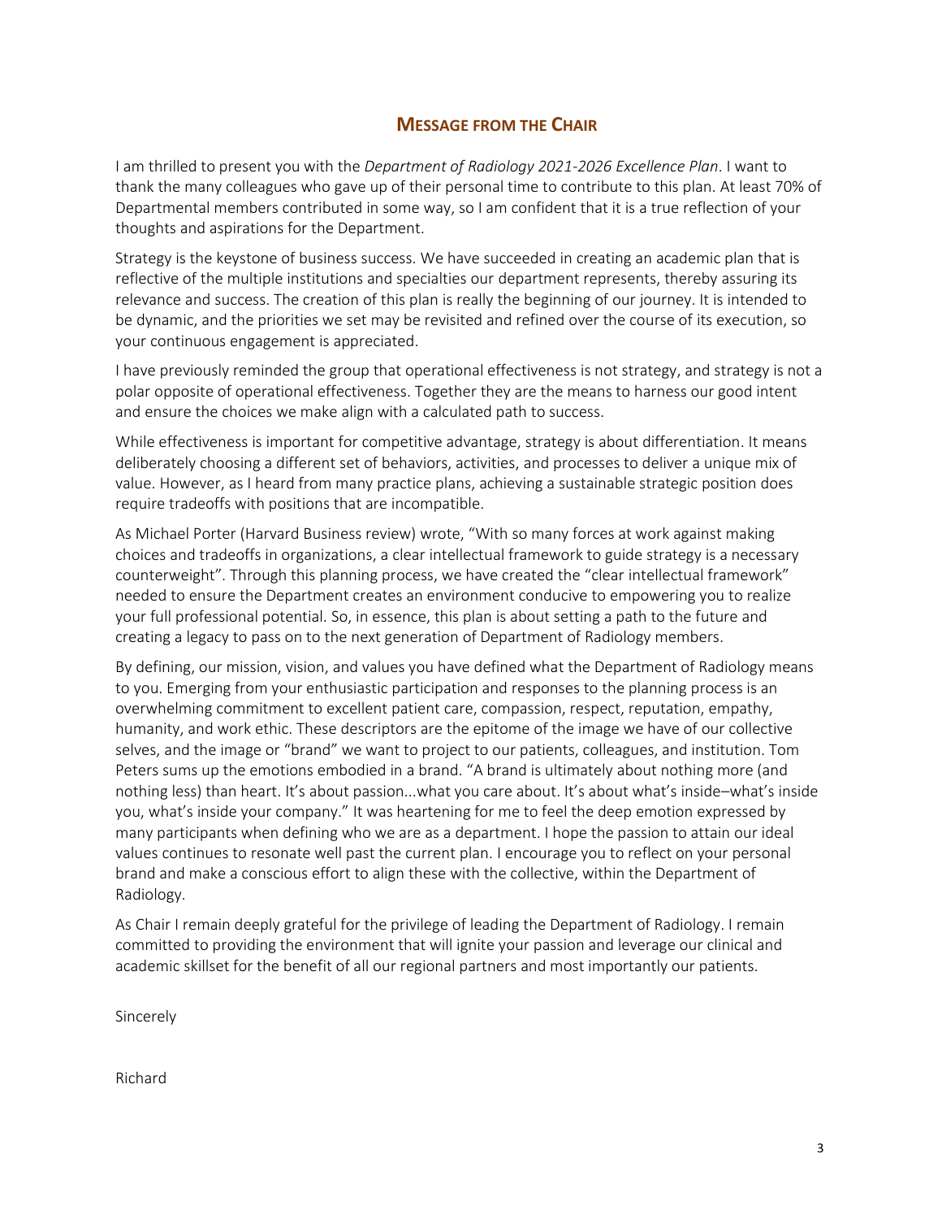## Message from the Chair

I am thrilled to present you with the *Department of Radiology 2021-2026 Excellence Plan*. I want to thank the many colleagues who gave up of their personal time to contribute to this plan. At least 70% of Departmental members contributed in some way, so I am confident that it is a true reflection of your thoughts and aspirations for the Department.

Strategy is the keystone of business success. We have succeeded in creating an academic plan that is reflective of the multiple institutions and specialties our department represents, thereby assuring its relevance and success. The creation of this plan is really the beginning of our journey. It is intended to be dynamic, and the priorities we set may be revisited and refined over the course of its execution, so your continuous engagement is appreciated.

I have previously reminded the group that operational effectiveness is not strategy, and strategy is not a polar opposite of operational effectiveness. Together they are the means to harness our good intent and ensure the choices we make align with a calculated path to success.

While effectiveness is important for competitive advantage, strategy is about differentiation. It means deliberately choosing a different set of behaviors, activities, and processes to deliver a unique mix of value. However, as I heard from many practice plans, achieving a sustainable strategic position does require tradeoffs with positions that are incompatible.

As Michael Porter (Harvard Business review) wrote, "With so many forces at work against making choices and tradeoffs in organizations, a clear intellectual framework to guide strategy is a necessary counterweight". Through this planning process, we have created the "clear intellectual framework" needed to ensure the Department creates an environment conducive to empowering you to realize your full professional potential. So, in essence, this plan is about setting a path to the future and creating a legacy to pass on to the next generation of Department of Radiology members.

By defining, our mission, vision, and values you have defined what the Department of Radiology means to you. Emerging from your enthusiastic participation and responses to the planning process is an overwhelming commitment to excellent patient care, compassion, respect, reputation, empathy, humanity, and work ethic. These descriptors are the epitome of the image we have of our collective selves, and the image or "brand" we want to project to our patients, colleagues, and institution. Tom Peters sums up the emotions embodied in a brand. "A brand is ultimately about nothing more (and nothing less) than heart. It's about passion...what you care about. It's about what's inside–what's inside you, what's inside your company." It was heartening for me to feel the deep emotion expressed by many participants when defining who we are as a department. I hope the passion to attain our ideal values continues to resonate well past the current plan. I encourage you to reflect on your personal brand and make a conscious effort to align these with the collective, within the Department of Radiology.

As Chair I remain deeply grateful for the privilege of leading the Department of Radiology. I remain committed to providing the environment that will ignite your passion and leverage our clinical and academic skillset for the benefit of all our regional partners and most importantly our patients.

Sincerely

Richard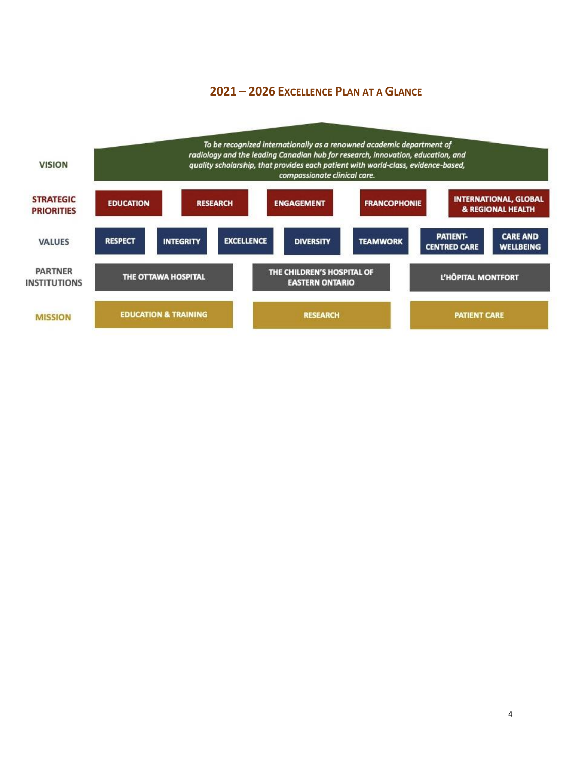## 2021 – 2026 Excellence Plan at a Glance

**VISION**

*To be recognized internationally as a renowned academic department of radiology and the leading Canadian hub for research, innovation, education, and quality scholarship, that provides each patient with world-class, evidence-based, compassionate clinical care.*

**STRATEGIC PRIORITIES**

- EDUCATION
- RESEARCH
- ENGAGEMENT
- FRANCOPHONIE
- INTERNATIONAL, GLOBAL & REGIONAL HEALTH

**VALUES**

- RESPECT
- INTEGRITY
- EXCELLENCE
- DIVERSITY
- TEAMWORK
- PATIENT-CENTRED CARE
- CARE AND WELLBEING

**PARTNER INSTITUTIONS**

- THE OTTAWA HOSPITAL
- THE CHILDREN'S HOSPITAL OF EASTERN ONTARIO
- L'HÔPITAL MONTFORT

**MISSION**

- EDUCATION & TRAINING
- RESEARCH
- PATIENT CARE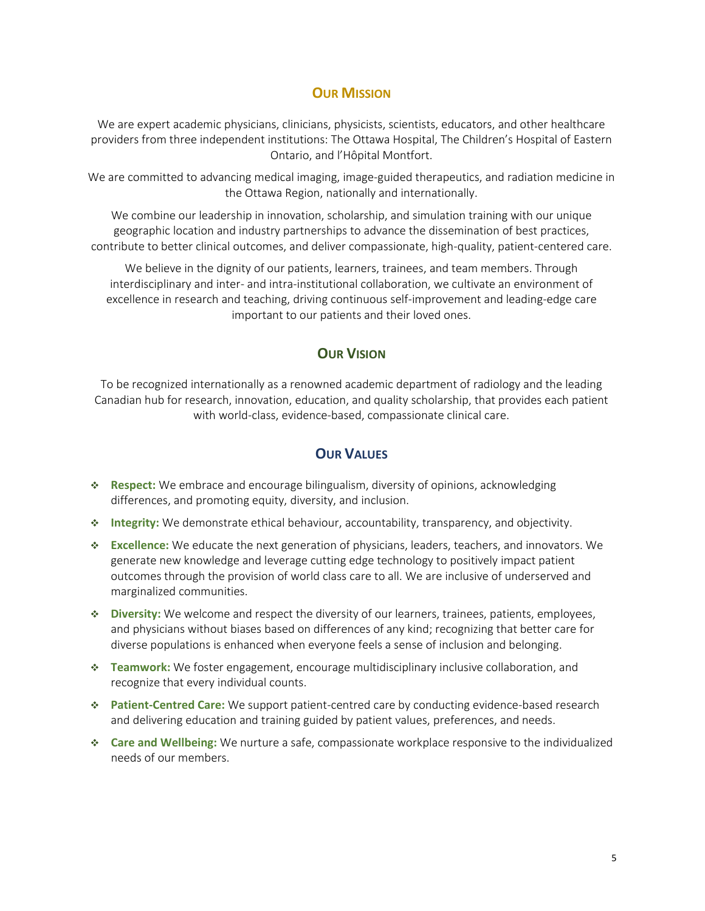## Our Mission

We are expert academic physicians, clinicians, physicists, scientists, educators, and other healthcare providers from three independent institutions: The Ottawa Hospital, The Children's Hospital of Eastern Ontario, and l'Hôpital Montfort.

We are committed to advancing medical imaging, image-guided therapeutics, and radiation medicine in the Ottawa Region, nationally and internationally.

We combine our leadership in innovation, scholarship, and simulation training with our unique geographic location and industry partnerships to advance the dissemination of best practices, contribute to better clinical outcomes, and deliver compassionate, high-quality, patient-centered care.

We believe in the dignity of our patients, learners, trainees, and team members. Through interdisciplinary and inter- and intra-institutional collaboration, we cultivate an environment of excellence in research and teaching, driving continuous self-improvement and leading-edge care important to our patients and their loved ones.

## Our Vision

To be recognized internationally as a renowned academic department of radiology and the leading Canadian hub for research, innovation, education, and quality scholarship, that provides each patient with world-class, evidence-based, compassionate clinical care.

## Our Values

- **Respect:** We embrace and encourage bilingualism, diversity of opinions, acknowledging differences, and promoting equity, diversity, and inclusion.
- **Integrity:** We demonstrate ethical behaviour, accountability, transparency, and objectivity.
- **Excellence:** We educate the next generation of physicians, leaders, teachers, and innovators. We generate new knowledge and leverage cutting edge technology to positively impact patient outcomes through the provision of world class care to all. We are inclusive of underserved and marginalized communities.
- **Diversity:** We welcome and respect the diversity of our learners, trainees, patients, employees, and physicians without biases based on differences of any kind; recognizing that better care for diverse populations is enhanced when everyone feels a sense of inclusion and belonging.
- **Teamwork:** We foster engagement, encourage multidisciplinary inclusive collaboration, and recognize that every individual counts.
- **Patient-Centred Care:** We support patient-centred care by conducting evidence-based research and delivering education and training guided by patient values, preferences, and needs.
- **Care and Wellbeing:** We nurture a safe, compassionate workplace responsive to the individualized needs of our members.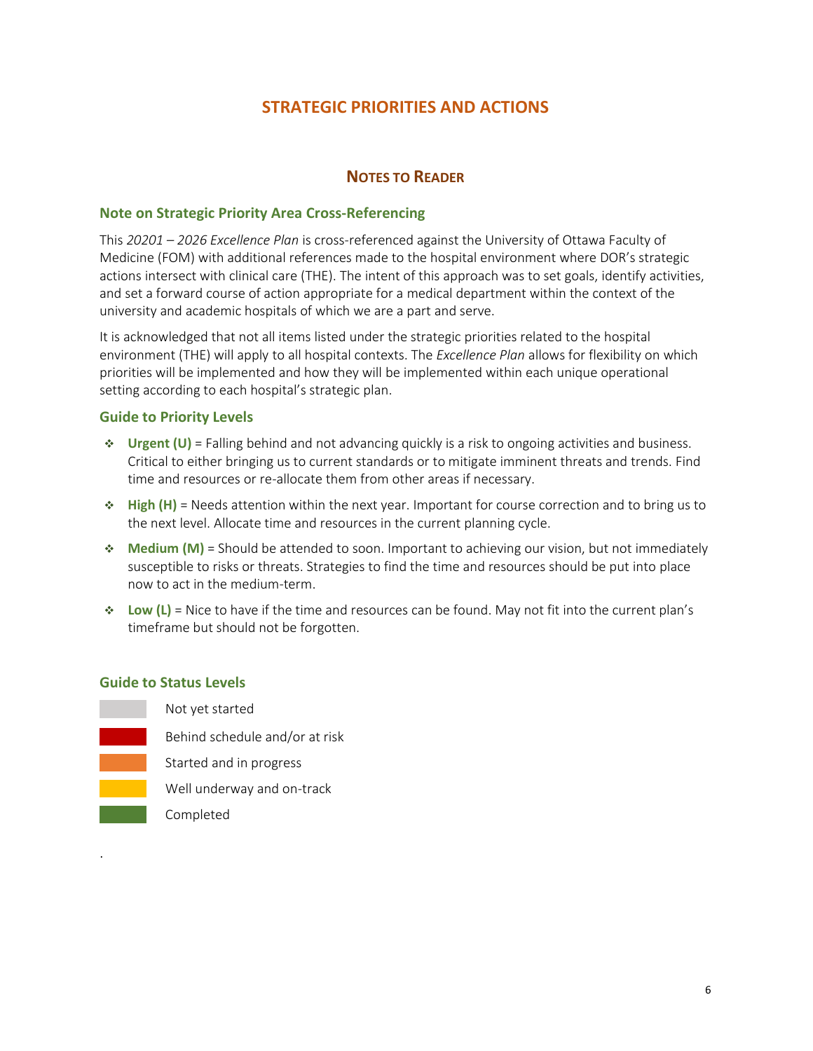# STRATEGIC PRIORITIES AND ACTIONS

## NOTES TO READER

### Note on Strategic Priority Area Cross-Referencing

This *20201 – 2026 Excellence Plan* is cross-referenced against the University of Ottawa Faculty of Medicine (FOM) with additional references made to the hospital environment where DOR's strategic actions intersect with clinical care (THE). The intent of this approach was to set goals, identify activities, and set a forward course of action appropriate for a medical department within the context of the university and academic hospitals of which we are a part and serve.

It is acknowledged that not all items listed under the strategic priorities related to the hospital environment (THE) will apply to all hospital contexts. The *Excellence Plan* allows for flexibility on which priorities will be implemented and how they will be implemented within each unique operational setting according to each hospital's strategic plan.

### Guide to Priority Levels

- **Urgent (U)** = Falling behind and not advancing quickly is a risk to ongoing activities and business. Critical to either bringing us to current standards or to mitigate imminent threats and trends. Find time and resources or re-allocate them from other areas if necessary.
- **High (H)** = Needs attention within the next year. Important for course correction and to bring us to the next level. Allocate time and resources in the current planning cycle.
- **Medium (M)** = Should be attended to soon. Important to achieving our vision, but not immediately susceptible to risks or threats. Strategies to find the time and resources should be put into place now to act in the medium-term.
- **Low (L)** = Nice to have if the time and resources can be found. May not fit into the current plan's timeframe but should not be forgotten.

### Guide to Status Levels

- (Grey) Not yet started
- (Red) Behind schedule and/or at risk
- (Orange) Started and in progress
- (Yellow) Well underway and on-track
- (Green) Completed

.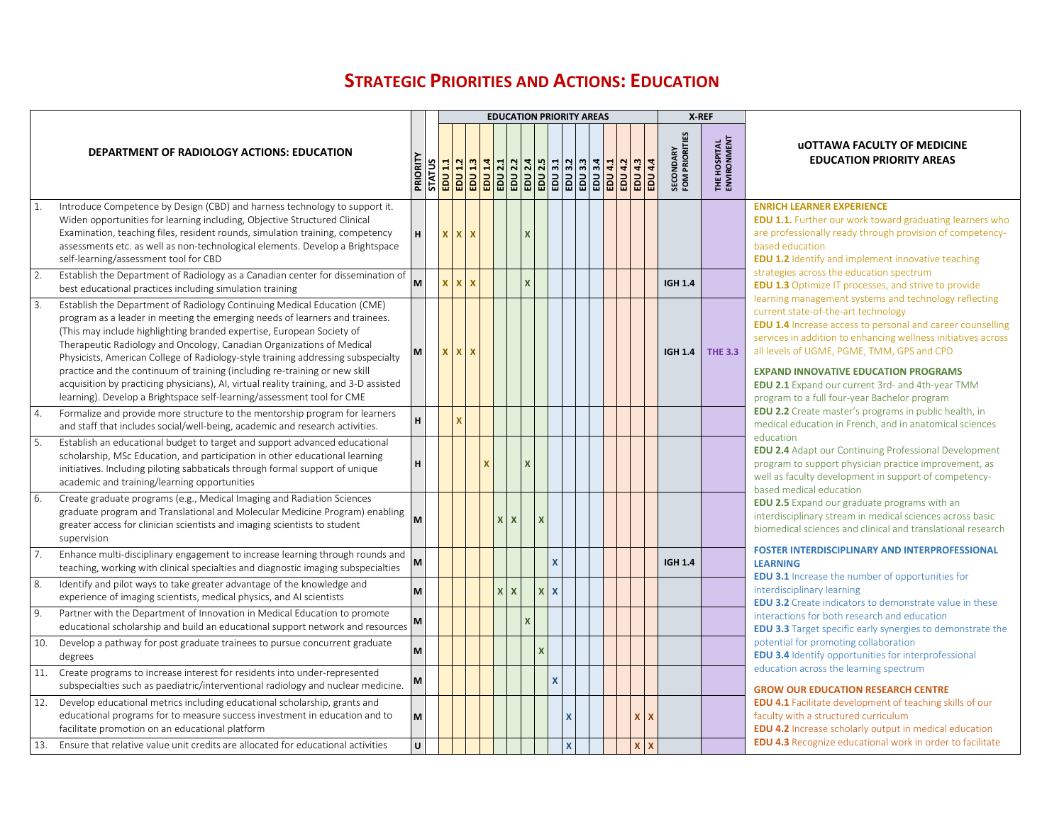# STRATEGIC PRIORITIES AND ACTIONS: EDUCATION

| DEPARTMENT OF RADIOLOGY ACTIONS: EDUCATION | PRIORITY | STATUS | EDUCATION PRIORITY AREAS | | | | | | | | | | | | | | | | X-REF | |
|---|---|---|---|---|---|---|---|---|---|---|---|---|---|---|---|---|---|---|---|---|
| | | | EDU 1.1 | EDU 1.2 | EDU 1.3 | EDU 1.4 | EDU 2.1 | EDU 2.2 | EDU 2.4 | EDU 2.5 | EDU 3.1 | EDU 3.2 | EDU 3.3 | EDU 3.4 | EDU 4.1 | EDU 4.2 | EDU 4.3 | EDU 4.4 | SECONDARY FOM PRIORITIES | THE HOSPITAL ENVIRONMENT |
| 1. Introduce Competence by Design (CBD) and harness technology to support it. Widen opportunities for learning including, Objective Structured Clinical Examination, teaching files, resident rounds, simulation training, competency assessments etc. as well as non-technological elements. Develop a Brightspace self-learning/assessment tool for CBD | H | | X | X | X | | | | X | | | | | | | | | | | |
| 2. Establish the Department of Radiology as a Canadian center for dissemination of best educational practices including simulation training | M | | X | X | X | | | | X | | | | | | | | | | IGH 1.4 | |
| 3. Establish the Department of Radiology Continuing Medical Education (CME) program as a leader in meeting the emerging needs of learners and trainees. (This may include highlighting branded expertise, European Society of Therapeutic Radiology and Oncology, Canadian Organizations of Medical Physicists, American College of Radiology-style training addressing subspecialty practice and the continuum of training (including re-training or new skill acquisition by practicing physicians), AI, virtual reality training, and 3-D assisted learning). Develop a Brightspace self-learning/assessment tool for CME | M | | X | X | X | | | | | | | | | | | | | | IGH 1.4 | THE 3.3 |
| 4. Formalize and provide more structure to the mentorship program for learners and staff that includes social/well-being, academic and research activities. | H | | | X | | | | | | | | | | | | | | | | |
| 5. Establish an educational budget to target and support advanced educational scholarship, MSc Education, and participation in other educational learning initiatives. Including piloting sabbaticals through formal support of unique academic and training/learning opportunities | H | | | | | X | | | X | | | | | | | | | | | |
| 6. Create graduate programs (e.g., Medical Imaging and Radiation Sciences graduate program and Translational and Molecular Medicine Program) enabling greater access for clinician scientists and imaging scientists to student supervision | M | | | | | | X | X | | X | | | | | | | | | | |
| 7. Enhance multi-disciplinary engagement to increase learning through rounds and teaching, working with clinical specialties and diagnostic imaging subspecialties | M | | | | | | | | | | X | | | | | | | | IGH 1.4 | |
| 8. Identify and pilot ways to take greater advantage of the knowledge and experience of imaging scientists, medical physics, and AI scientists | M | | | | | | X | X | | X | X | | | | | | | | | |
| 9. Partner with the Department of Innovation in Medical Education to promote educational scholarship and build an educational support network and resources | M | | | | | | | | X | | | | | | | | | | | |
| 10. Develop a pathway for post graduate trainees to pursue concurrent graduate degrees | M | | | | | | | | | X | | | | | | | | | | |
| 11. Create programs to increase interest for residents into under-represented subspecialties such as paediatric/interventional radiology and nuclear medicine. | M | | | | | | | | | | X | | | | | | | | | |
| 12. Develop educational metrics including educational scholarship, grants and educational programs for to measure success investment in education and to facilitate promotion on an educational platform | M | | | | | | | | | | | X | | | | | X | X | | |
| 13. Ensure that relative value unit credits are allocated for educational activities | U | | | | | | | | | | | X | | | | | X | X | | |

## uOTTAWA FACULTY OF MEDICINE EDUCATION PRIORITY AREAS

**ENRICH LEARNER EXPERIENCE**

**EDU 1.1.** Further our work toward graduating learners who are professionally ready through provision of competency-based education

**EDU 1.2** Identify and implement innovative teaching strategies across the education spectrum

**EDU 1.3** Optimize IT processes, and strive to provide learning management systems and technology reflecting current state-of-the-art technology

**EDU 1.4** Increase access to personal and career counselling services in addition to enhancing wellness initiatives across all levels of UGME, PGME, TMM, GPS and CPD

**EXPAND INNOVATIVE EDUCATION PROGRAMS**

**EDU 2.1** Expand our current 3rd- and 4th-year TMM program to a full four-year Bachelor program

**EDU 2.2** Create master's programs in public health, in medical education in French, and in anatomical sciences education

**EDU 2.4** Adapt our Continuing Professional Development program to support physician practice improvement, as well as faculty development in support of competency-based medical education

**EDU 2.5** Expand our graduate programs with an interdisciplinary stream in medical sciences across basic biomedical sciences and clinical and translational research

**FOSTER INTERDISCIPLINARY AND INTERPROFESSIONAL LEARNING**

**EDU 3.1** Increase the number of opportunities for interdisciplinary learning

**EDU 3.2** Create indicators to demonstrate value in these interactions for both research and education

**EDU 3.3** Target specific early synergies to demonstrate the potential for promoting collaboration

**EDU 3.4** Identify opportunities for interprofessional education across the learning spectrum

**GROW OUR EDUCATION RESEARCH CENTRE**

**EDU 4.1** Facilitate development of teaching skills of our faculty with a structured curriculum

**EDU 4.2** Increase scholarly output in medical education

**EDU 4.3** Recognize educational work in order to facilitate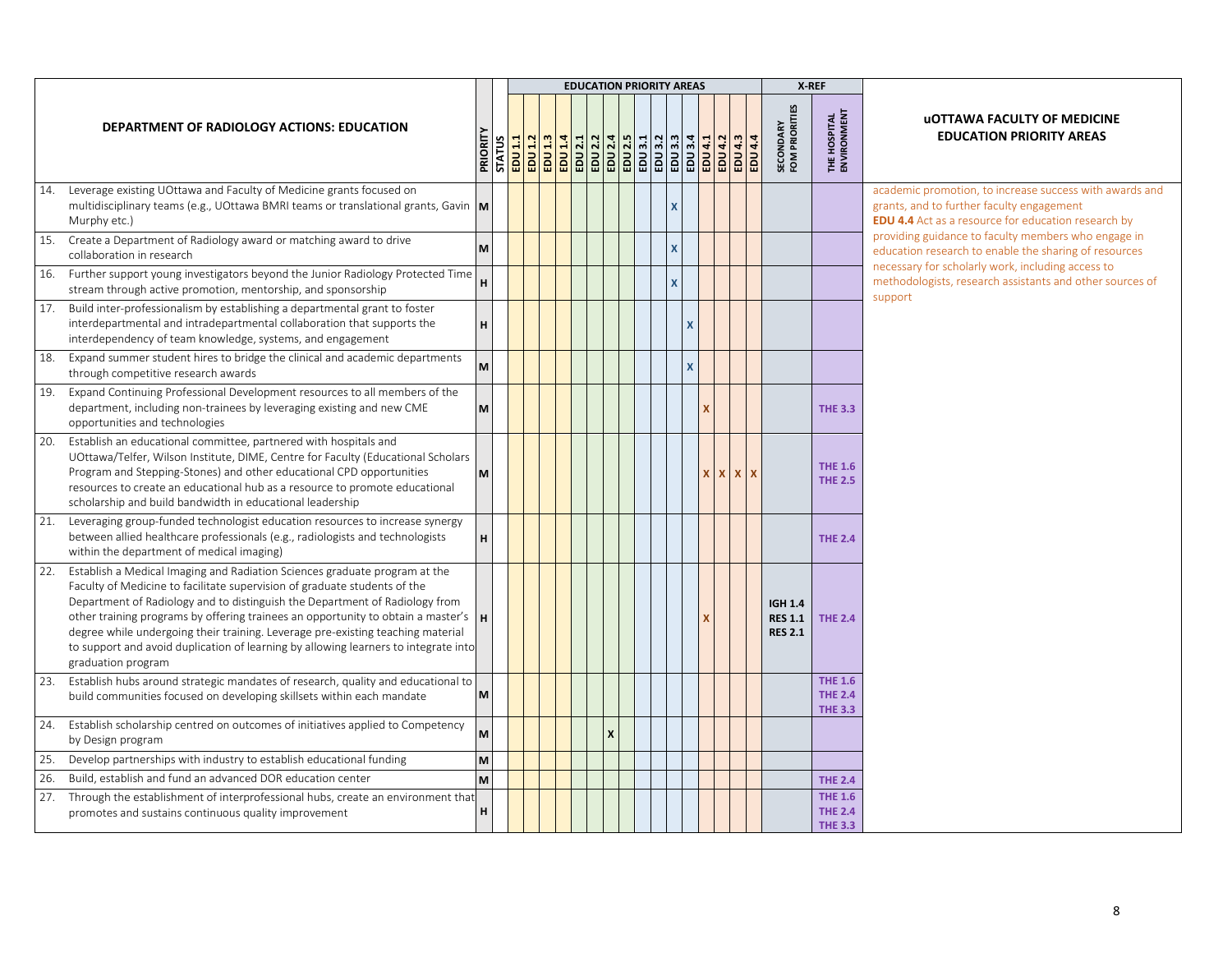| DEPARTMENT OF RADIOLOGY ACTIONS: EDUCATION | PRIORITY | STATUS | EDUCATION PRIORITY AREAS | | | | | | | | | | | | | | | | | X-REF | |
|---|---|---|---|---|---|---|---|---|---|---|---|---|---|---|---|---|---|---|---|---|---|
| | | | EDU 1.1 | EDU 1.2 | EDU 1.3 | EDU 1.4 | EDU 2.1 | EDU 2.2 | EDU 2.4 | EDU 2.5 | EDU 3.1 | EDU 3.2 | EDU 3.3 | EDU 3.4 | EDU 4.1 | EDU 4.2 | EDU 4.3 | EDU 4.4 | | SECONDARY FOM PRIORITIES | THE HOSPITAL ENVIRONMENT |
| 14. Leverage existing UOttawa and Faculty of Medicine grants focused on multidisciplinary teams (e.g., UOttawa BMRI teams or translational grants, Gavin Murphy etc.) | M | | | | | | | | | | | | X | | | | | | | | |
| 15. Create a Department of Radiology award or matching award to drive collaboration in research | M | | | | | | | | | | | | X | | | | | | | | |
| 16. Further support young investigators beyond the Junior Radiology Protected Time stream through active promotion, mentorship, and sponsorship | H | | | | | | | | | | | | X | | | | | | | | |
| 17. Build inter-professionalism by establishing a departmental grant to foster interdepartmental and intradepartmental collaboration that supports the interdependency of team knowledge, systems, and engagement | H | | | | | | | | | | | | | X | | | | | | | |
| 18. Expand summer student hires to bridge the clinical and academic departments through competitive research awards | M | | | | | | | | | | | | | X | | | | | | | |
| 19. Expand Continuing Professional Development resources to all members of the department, including non-trainees by leveraging existing and new CME opportunities and technologies | M | | | | | | | | | | | | | | X | | | | | | THE 3.3 |
| 20. Establish an educational committee, partnered with hospitals and UOttawa/Telfer, Wilson Institute, DIME, Centre for Faculty (Educational Scholars Program and Stepping-Stones) and other educational CPD opportunities resources to create an educational hub as a resource to promote educational scholarship and build bandwidth in educational leadership | M | | | | | | | | | | | | | | X | X | X | X | | | THE 1.6 THE 2.5 |
| 21. Leveraging group-funded technologist education resources to increase synergy between allied healthcare professionals (e.g., radiologists and technologists within the department of medical imaging) | H | | | | | | | | | | | | | | | | | | | | THE 2.4 |
| 22. Establish a Medical Imaging and Radiation Sciences graduate program at the Faculty of Medicine to facilitate supervision of graduate students of the Department of Radiology and to distinguish the Department of Radiology from other training programs by offering trainees an opportunity to obtain a master's degree while undergoing their training. Leverage pre-existing teaching material to support and avoid duplication of learning by allowing learners to integrate into graduation program | H | | | | | | | | | | | | | | X | | | | | IGH 1.4 RES 1.1 RES 2.1 | THE 2.4 |
| 23. Establish hubs around strategic mandates of research, quality and educational to build communities focused on developing skillsets within each mandate | M | | | | | | | | | | | | | | | | | | | | THE 1.6 THE 2.4 THE 3.3 |
| 24. Establish scholarship centred on outcomes of initiatives applied to Competency by Design program | M | | | | | | | | X | | | | | | | | | | | | |
| 25. Develop partnerships with industry to establish educational funding | M | | | | | | | | | | | | | | | | | | | | |
| 26. Build, establish and fund an advanced DOR education center | M | | | | | | | | | | | | | | | | | | | | THE 2.4 |
| 27. Through the establishment of interprofessional hubs, create an environment that promotes and sustains continuous quality improvement | H | | | | | | | | | | | | | | | | | | | | THE 1.6 THE 2.4 THE 3.3 |

**uOTTAWA FACULTY OF MEDICINE EDUCATION PRIORITY AREAS**

academic promotion, to increase success with awards and grants, and to further faculty engagement

**EDU 4.4** Act as a resource for education research by providing guidance to faculty members who engage in education research to enable the sharing of resources necessary for scholarly work, including access to methodologists, research assistants and other sources of support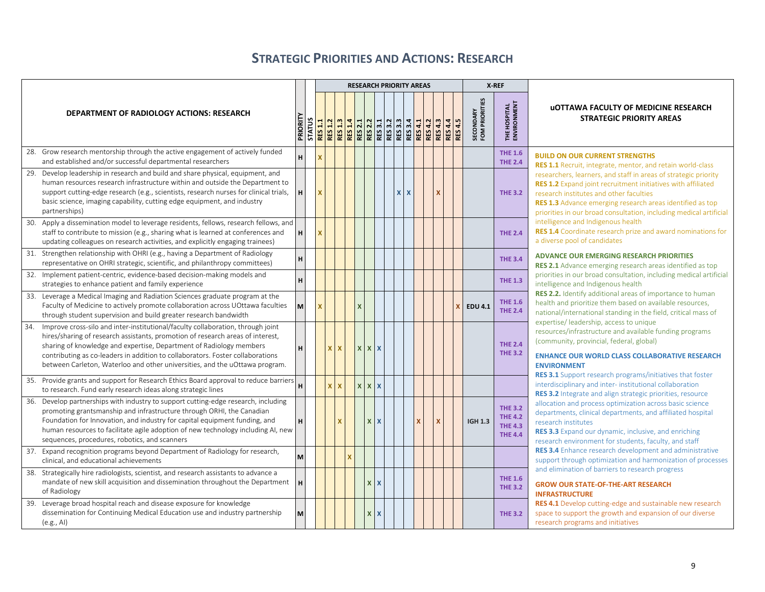# STRATEGIC PRIORITIES AND ACTIONS: RESEARCH

| DEPARTMENT OF RADIOLOGY ACTIONS: RESEARCH | PRIORITY | STATUS | RESEARCH PRIORITY AREAS | | | | | | | | | | | | | | | X-REF | |
|---|---|---|---|---|---|---|---|---|---|---|---|---|---|---|---|---|---|---|---|
| | | | RES 1.1 | RES 1.2 | RES 1.3 | RES 1.4 | RES 2.1 | RES 2.2 | RES 3.1 | RES 3.2 | RES 3.3 | RES 3.4 | RES 4.1 | RES 4.2 | RES 4.3 | RES 4.4 | RES 4.5 | SECONDARY FOM PRIORITIES | THE HOSPITAL ENVIRONMENT |
| 28. Grow research mentorship through the active engagement of actively funded and established and/or successful departmental researchers | H | | X | | | | | | | | | | | | | | | | THE 1.6 THE 2.4 |
| 29. Develop leadership in research and build and share physical, equipment, and human resources research infrastructure within and outside the Department to support cutting-edge research (e.g., scientists, research nurses for clinical trials, basic science, imaging capability, cutting edge equipment, and industry partnerships) | H | | X | | | | | | | | X | X | | | X | | | | THE 3.2 |
| 30. Apply a dissemination model to leverage residents, fellows, research fellows, and staff to contribute to mission (e.g., sharing what is learned at conferences and updating colleagues on research activities, and explicitly engaging trainees) | H | | X | | | | | | | | | | | | | | | | THE 2.4 |
| 31. Strengthen relationship with OHRI (e.g., having a Department of Radiology representative on OHRI strategic, scientific, and philanthropy committees) | H | | | | | | | | | | | | | | | | | | THE 3.4 |
| 32. Implement patient-centric, evidence-based decision-making models and strategies to enhance patient and family experience | H | | | | | | | | | | | | | | | | | | THE 1.3 |
| 33. Leverage a Medical Imaging and Radiation Sciences graduate program at the Faculty of Medicine to actively promote collaboration across UOttawa faculties through student supervision and build greater research bandwidth | M | | X | | | | X | | | | | | | | | | X | EDU 4.1 | THE 1.6 THE 2.4 |
| 34. Improve cross-silo and inter-institutional/faculty collaboration, through joint hires/sharing of research assistants, promotion of research areas of interest, sharing of knowledge and expertise, Department of Radiology members contributing as co-leaders in addition to collaborators. Foster collaborations between Carleton, Waterloo and other universities, and the uOttawa program. | H | | | X | X | | X | X | X | | | | | | | | | | THE 2.4 THE 3.2 |
| 35. Provide grants and support for Research Ethics Board approval to reduce barriers to research. Fund early research ideas along strategic lines | H | | | X | X | | X | X | X | | | | | | | | | | |
| 36. Develop partnerships with industry to support cutting-edge research, including promoting grantsmanship and infrastructure through ORHI, the Canadian Foundation for Innovation, and industry for capital equipment funding, and human resources to facilitate agile adoption of new technology including AI, new sequences, procedures, robotics, and scanners | H | | | | X | | | X | X | | | | X | | X | | | IGH 1.3 | THE 3.2 THE 4.2 THE 4.3 THE 4.4 |
| 37. Expand recognition programs beyond Department of Radiology for research, clinical, and educational achievements | M | | | | | X | | | | | | | | | | | | | |
| 38. Strategically hire radiologists, scientist, and research assistants to advance a mandate of new skill acquisition and dissemination throughout the Department of Radiology | H | | | | | | | X | X | | | | | | | | | | THE 1.6 THE 3.2 |
| 39. Leverage broad hospital reach and disease exposure for knowledge dissemination for Continuing Medical Education use and industry partnership (e.g., AI) | M | | | | | | | X | X | | | | | | | | | | THE 3.2 |

## uOTTAWA FACULTY OF MEDICINE RESEARCH STRATEGIC PRIORITY AREAS

**BUILD ON OUR CURRENT STRENGTHS**

**RES 1.1** Recruit, integrate, mentor, and retain world-class researchers, learners, and staff in areas of strategic priority

**RES 1.2** Expand joint recruitment initiatives with affiliated research institutes and other faculties

**RES 1.3** Advance emerging research areas identified as top priorities in our broad consultation, including medical artificial intelligence and Indigenous health

**RES 1.4** Coordinate research prize and award nominations for a diverse pool of candidates

**ADVANCE OUR EMERGING RESEARCH PRIORITIES**

**RES 2.1** Advance emerging research areas identified as top priorities in our broad consultation, including medical artificial intelligence and Indigenous health

**RES 2.2.** Identify additional areas of importance to human health and prioritize them based on available resources, national/international standing in the field, critical mass of expertise/ leadership, access to unique resources/infrastructure and available funding programs (community, provincial, federal, global)

**ENHANCE OUR WORLD CLASS COLLABORATIVE RESEARCH ENVIRONMENT**

**RES 3.1** Support research programs/initiatives that foster interdisciplinary and inter- institutional collaboration

**RES 3.2** Integrate and align strategic priorities, resource allocation and process optimization across basic science departments, clinical departments, and affiliated hospital research institutes

**RES 3.3** Expand our dynamic, inclusive, and enriching research environment for students, faculty, and staff

**RES 3.4** Enhance research development and administrative support through optimization and harmonization of processes and elimination of barriers to research progress

**GROW OUR STATE-OF-THE-ART RESEARCH INFRASTRUCTURE**

**RES 4.1** Develop cutting-edge and sustainable new research space to support the growth and expansion of our diverse research programs and initiatives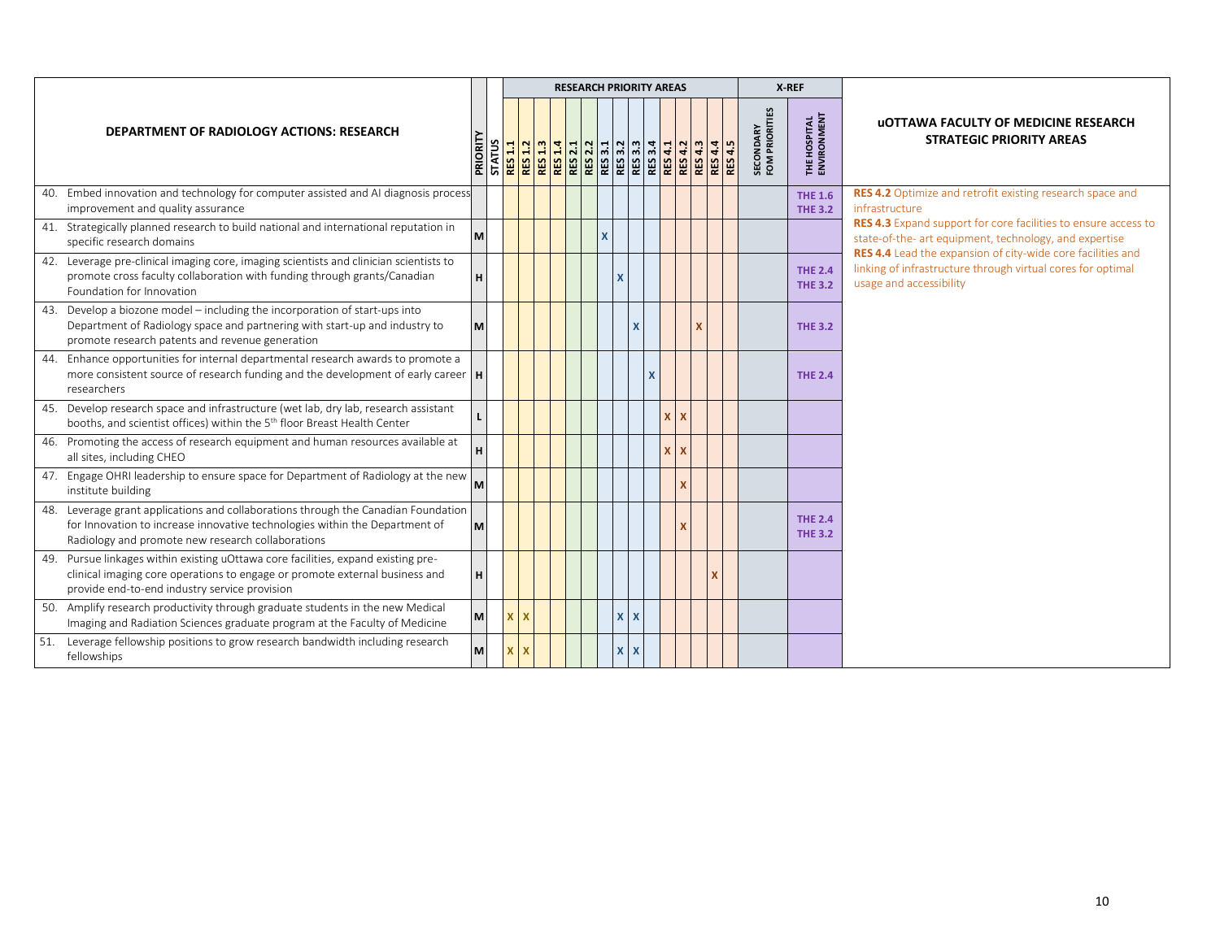| DEPARTMENT OF RADIOLOGY ACTIONS: RESEARCH | PRIORITY | STATUS | RESEARCH PRIORITY AREAS | | | | | | | | | | | | | | | X-REF | | uOTTAWA FACULTY OF MEDICINE RESEARCH STRATEGIC PRIORITY AREAS |
|---|---|---|---|---|---|---|---|---|---|---|---|---|---|---|---|---|---|---|---|---|
| | | | RES 1.1 | RES 1.2 | RES 1.3 | RES 1.4 | RES 2.1 | RES 2.2 | RES 3.1 | RES 3.2 | RES 3.3 | RES 3.4 | RES 4.1 | RES 4.2 | RES 4.3 | RES 4.4 | RES 4.5 | SECONDARY FOM PRIORITIES | THE HOSPITAL ENVIRONMENT | |
| 40. Embed innovation and technology for computer assisted and AI diagnosis process improvement and quality assurance | | | | | | | | | | | | | | | | | | | THE 1.6<br>THE 3.2 | **RES 4.2** Optimize and retrofit existing research space and infrastructure<br>**RES 4.3** Expand support for core facilities to ensure access to state-of-the- art equipment, technology, and expertise<br>**RES 4.4** Lead the expansion of city-wide core facilities and linking of infrastructure through virtual cores for optimal usage and accessibility |
| 41. Strategically planned research to build national and international reputation in specific research domains | M | | | | | | | | X | | | | | | | | | | | |
| 42. Leverage pre-clinical imaging core, imaging scientists and clinician scientists to promote cross faculty collaboration with funding through grants/Canadian Foundation for Innovation | H | | | | | | | | | X | | | | | | | | | THE 2.4<br>THE 3.2 | |
| 43. Develop a biozone model – including the incorporation of start-ups into Department of Radiology space and partnering with start-up and industry to promote research patents and revenue generation | M | | | | | | | | | | X | | | | X | | | | THE 3.2 | |
| 44. Enhance opportunities for internal departmental research awards to promote a more consistent source of research funding and the development of early career researchers | H | | | | | | | | | | | X | | | | | | | THE 2.4 | |
| 45. Develop research space and infrastructure (wet lab, dry lab, research assistant booths, and scientist offices) within the 5th floor Breast Health Center | L | | | | | | | | | | | | X | X | | | | | | |
| 46. Promoting the access of research equipment and human resources available at all sites, including CHEO | H | | | | | | | | | | | | X | X | | | | | | |
| 47. Engage OHRI leadership to ensure space for Department of Radiology at the new institute building | M | | | | | | | | | | | | | X | | | | | | |
| 48. Leverage grant applications and collaborations through the Canadian Foundation for Innovation to increase innovative technologies within the Department of Radiology and promote new research collaborations | M | | | | | | | | | | | | | X | | | | | THE 2.4<br>THE 3.2 | |
| 49. Pursue linkages within existing uOttawa core facilities, expand existing pre-clinical imaging core operations to engage or promote external business and provide end-to-end industry service provision | H | | | | | | | | | | | | | | | X | | | | |
| 50. Amplify research productivity through graduate students in the new Medical Imaging and Radiation Sciences graduate program at the Faculty of Medicine | M | | X | X | | | | | | X | X | | | | | | | | | |
| 51. Leverage fellowship positions to grow research bandwidth including research fellowships | M | | X | X | | | | | | X | X | | | | | | | | | |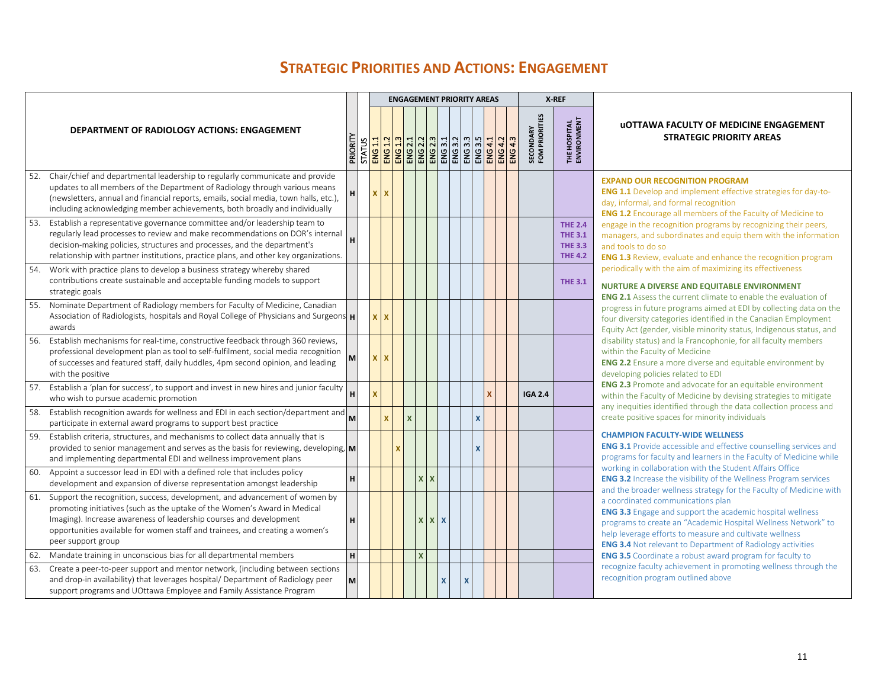# Strategic Priorities and Actions: Engagement

| Department of Radiology Actions: Engagement | Priority | Status | Engagement Priority Areas | | | | | | | | | | | | | X-Ref | |
|---|---|---|---|---|---|---|---|---|---|---|---|---|---|---|---|---|---|
| | | | ENG 1.1 | ENG 1.2 | ENG 1.3 | ENG 2.1 | ENG 2.2 | ENG 2.3 | ENG 3.1 | ENG 3.2 | ENG 3.3 | ENG 3.5 | ENG 4.1 | ENG 4.2 | ENG 4.3 | Secondary FoM Priorities | The Hospital Environment |
| 52. Chair/chief and departmental leadership to regularly communicate and provide updates to all members of the Department of Radiology through various means (newsletters, annual and financial reports, emails, social media, town halls, etc.), including acknowledging member achievements, both broadly and individually | H | | X | X | | | | | | | | | | | | | |
| 53. Establish a representative governance committee and/or leadership team to regularly lead processes to review and make recommendations on DOR's internal decision-making policies, structures and processes, and the department's relationship with partner institutions, practice plans, and other key organizations. | H | | | | | | | | | | | | | | | | THE 2.4<br>THE 3.1<br>THE 3.3<br>THE 4.2 |
| 54. Work with practice plans to develop a business strategy whereby shared contributions create sustainable and acceptable funding models to support strategic goals | | | | | | | | | | | | | | | | | THE 3.1 |
| 55. Nominate Department of Radiology members for Faculty of Medicine, Canadian Association of Radiologists, hospitals and Royal College of Physicians and Surgeons awards | H | | X | X | | | | | | | | | | | | | |
| 56. Establish mechanisms for real-time, constructive feedback through 360 reviews, professional development plan as tool to self-fulfilment, social media recognition of successes and featured staff, daily huddles, 4pm second opinion, and leading with the positive | M | | X | X | | | | | | | | | | | | | |
| 57. Establish a 'plan for success', to support and invest in new hires and junior faculty who wish to pursue academic promotion | H | | X | | | | | | | | | | X | | | IGA 2.4 | |
| 58. Establish recognition awards for wellness and EDI in each section/department and participate in external award programs to support best practice | M | | | X | | X | | | | | | X | | | | | |
| 59. Establish criteria, structures, and mechanisms to collect data annually that is provided to senior management and serves as the basis for reviewing, developing, and implementing departmental EDI and wellness improvement plans | M | | | | X | | | | | | | X | | | | | |
| 60. Appoint a successor lead in EDI with a defined role that includes policy development and expansion of diverse representation amongst leadership | H | | | | | | X | X | | | | | | | | | |
| 61. Support the recognition, success, development, and advancement of women by promoting initiatives (such as the uptake of the Women's Award in Medical Imaging). Increase awareness of leadership courses and development opportunities available for women staff and trainees, and creating a women's peer support group | H | | | | | | X | X | X | | | | | | | | |
| 62. Mandate training in unconscious bias for all departmental members | H | | | | | | X | | | | | | | | | | |
| 63. Create a peer-to-peer support and mentor network, (including between sections and drop-in availability) that leverages hospital/ Department of Radiology peer support programs and UOttawa Employee and Family Assistance Program | M | | | | | | | | X | | X | | | | | | |

## uOttawa Faculty of Medicine Engagement Strategic Priority Areas

**EXPAND OUR RECOGNITION PROGRAM**

**ENG 1.1** Develop and implement effective strategies for day-to-day, informal, and formal recognition

**ENG 1.2** Encourage all members of the Faculty of Medicine to engage in the recognition programs by recognizing their peers, managers, and subordinates and equip them with the information and tools to do so

**ENG 1.3** Review, evaluate and enhance the recognition program periodically with the aim of maximizing its effectiveness

**NURTURE A DIVERSE AND EQUITABLE ENVIRONMENT**

**ENG 2.1** Assess the current climate to enable the evaluation of progress in future programs aimed at EDI by collecting data on the four diversity categories identified in the Canadian Employment Equity Act (gender, visible minority status, Indigenous status, and disability status) and la Francophonie, for all faculty members within the Faculty of Medicine

**ENG 2.2** Ensure a more diverse and equitable environment by developing policies related to EDI

**ENG 2.3** Promote and advocate for an equitable environment within the Faculty of Medicine by devising strategies to mitigate any inequities identified through the data collection process and create positive spaces for minority individuals

**CHAMPION FACULTY-WIDE WELLNESS**

**ENG 3.1** Provide accessible and effective counselling services and programs for faculty and learners in the Faculty of Medicine while working in collaboration with the Student Affairs Office

**ENG 3.2** Increase the visibility of the Wellness Program services and the broader wellness strategy for the Faculty of Medicine with a coordinated communications plan

**ENG 3.3** Engage and support the academic hospital wellness programs to create an "Academic Hospital Wellness Network" to help leverage efforts to measure and cultivate wellness

**ENG 3.4** Not relevant to Department of Radiology activities

**ENG 3.5** Coordinate a robust award program for faculty to recognize faculty achievement in promoting wellness through the recognition program outlined above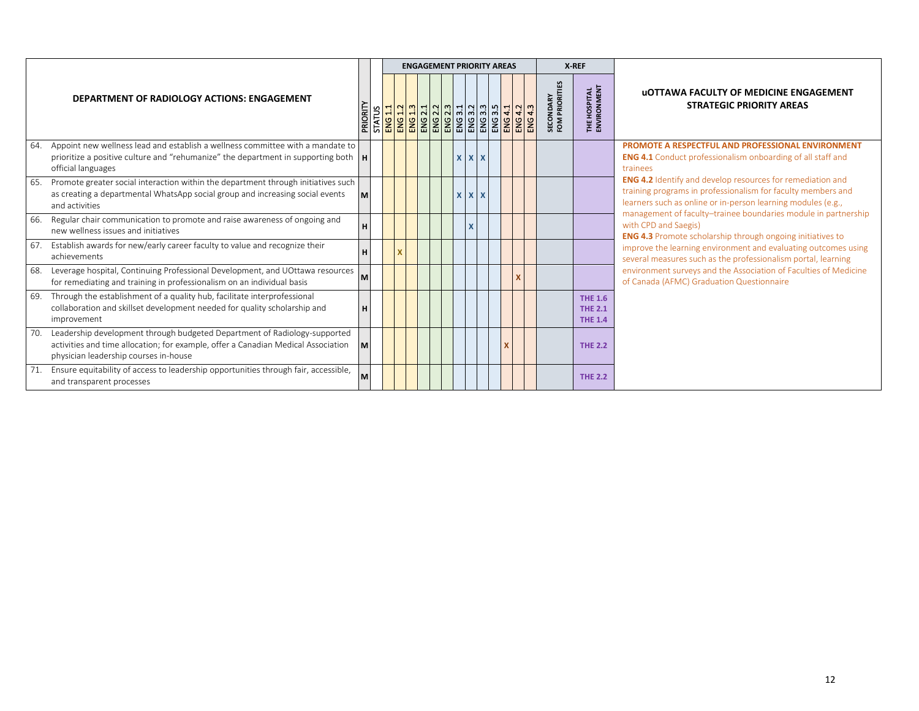| DEPARTMENT OF RADIOLOGY ACTIONS: ENGAGEMENT | PRIORITY | STATUS | ENGAGEMENT PRIORITY AREAS | | | | | | | | | | | | | X-REF | | uOTTAWA FACULTY OF MEDICINE ENGAGEMENT STRATEGIC PRIORITY AREAS |
|---|---|---|---|---|---|---|---|---|---|---|---|---|---|---|---|---|---|---|
| | | | ENG 1.1 | ENG 1.2 | ENG 1.3 | ENG 2.1 | ENG 2.2 | ENG 2.3 | ENG 3.1 | ENG 3.2 | ENG 3.3 | ENG 3.5 | ENG 4.1 | ENG 4.2 | ENG 4.3 | SECONDARY FOM PRIORITIES | THE HOSPITAL ENVIRONMENT | |
| 64. Appoint new wellness lead and establish a wellness committee with a mandate to prioritize a positive culture and "rehumanize" the department in supporting both official languages | H | | | | | | | | X | X | X | | | | | | | **PROMOTE A RESPECTFUL AND PROFESSIONAL ENVIRONMENT**<br>**ENG 4.1** Conduct professionalism onboarding of all staff and trainees<br>**ENG 4.2** Identify and develop resources for remediation and training programs in professionalism for faculty members and learners such as online or in-person learning modules (e.g., management of faculty–trainee boundaries module in partnership with CPD and Saegis)<br>**ENG 4.3** Promote scholarship through ongoing initiatives to improve the learning environment and evaluating outcomes using several measures such as the professionalism portal, learning environment surveys and the Association of Faculties of Medicine of Canada (AFMC) Graduation Questionnaire |
| 65. Promote greater social interaction within the department through initiatives such as creating a departmental WhatsApp social group and increasing social events and activities | M | | | | | | | | X | X | X | | | | | | | |
| 66. Regular chair communication to promote and raise awareness of ongoing and new wellness issues and initiatives | H | | | | | | | | | X | | | | | | | | |
| 67. Establish awards for new/early career faculty to value and recognize their achievements | H | | | X | | | | | | | | | | | | | | |
| 68. Leverage hospital, Continuing Professional Development, and UOttawa resources for remediating and training in professionalism on an individual basis | M | | | | | | | | | | | | | X | | | | |
| 69. Through the establishment of a quality hub, facilitate interprofessional collaboration and skillset development needed for quality scholarship and improvement | H | | | | | | | | | | | | | | | | THE 1.6<br>THE 2.1<br>THE 1.4 | |
| 70. Leadership development through budgeted Department of Radiology-supported activities and time allocation; for example, offer a Canadian Medical Association physician leadership courses in-house | M | | | | | | | | | | | | X | | | | THE 2.2 | |
| 71. Ensure equitability of access to leadership opportunities through fair, accessible, and transparent processes | M | | | | | | | | | | | | | | | | THE 2.2 | |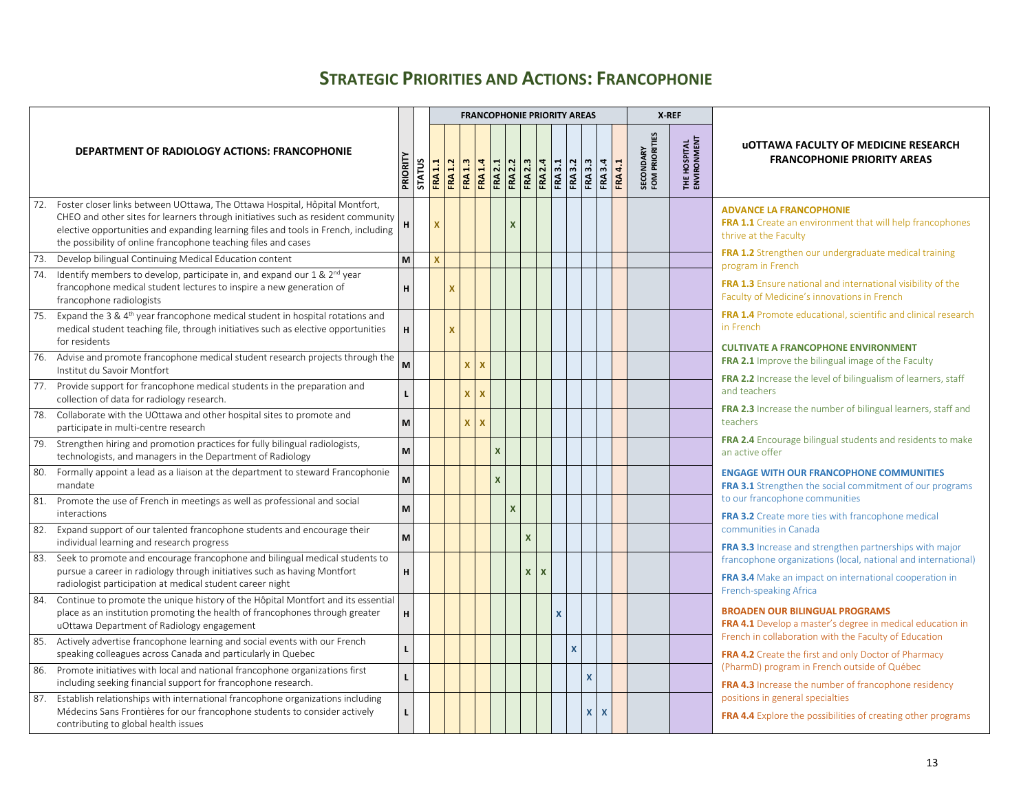# Strategic Priorities and Actions: Francophonie

| Department of Radiology Actions: Francophonie | Priority | Status | Francophonie Priority Areas | | | | | | | | | | | | X-Ref | |
|---|---|---|---|---|---|---|---|---|---|---|---|---|---|---|---|---|
| | | | FRA 1.1 | FRA 1.2 | FRA 1.3 | FRA 1.4 | FRA 2.1 | FRA 2.2 | FRA 2.3 | FRA 2.4 | FRA 3.1 | FRA 3.2 | FRA 3.3 | FRA 3.4 | FRA 4.1 | Secondary FoM Priorities | The Hospital Environment |
| 72. Foster closer links between UOttawa, The Ottawa Hospital, Hôpital Montfort, CHEO and other sites for learners through initiatives such as resident community elective opportunities and expanding learning files and tools in French, including the possibility of online francophone teaching files and cases | H | | X | | | | | X | | | | | | | | | |
| 73. Develop bilingual Continuing Medical Education content | M | | X | | | | | | | | | | | | | | |
| 74. Identify members to develop, participate in, and expand our 1 & 2nd year francophone medical student lectures to inspire a new generation of francophone radiologists | H | | | X | | | | | | | | | | | | | |
| 75. Expand the 3 & 4th year francophone medical student in hospital rotations and medical student teaching file, through initiatives such as elective opportunities for residents | H | | | X | | | | | | | | | | | | | |
| 76. Advise and promote francophone medical student research projects through the Institut du Savoir Montfort | M | | | | X | X | | | | | | | | | | | |
| 77. Provide support for francophone medical students in the preparation and collection of data for radiology research. | L | | | | X | X | | | | | | | | | | | |
| 78. Collaborate with the UOttawa and other hospital sites to promote and participate in multi-centre research | M | | | | X | X | | | | | | | | | | | |
| 79. Strengthen hiring and promotion practices for fully bilingual radiologists, technologists, and managers in the Department of Radiology | M | | | | | | X | | | | | | | | | | |
| 80. Formally appoint a lead as a liaison at the department to steward Francophonie mandate | M | | | | | | X | | | | | | | | | | |
| 81. Promote the use of French in meetings as well as professional and social interactions | M | | | | | | | X | | | | | | | | | |
| 82. Expand support of our talented francophone students and encourage their individual learning and research progress | M | | | | | | | | X | | | | | | | | |
| 83. Seek to promote and encourage francophone and bilingual medical students to pursue a career in radiology through initiatives such as having Montfort radiologist participation at medical student career night | H | | | | | | | | X | X | | | | | | | |
| 84. Continue to promote the unique history of the Hôpital Montfort and its essential place as an institution promoting the health of francophones through greater uOttawa Department of Radiology engagement | H | | | | | | | | | | X | | | | | | |
| 85. Actively advertise francophone learning and social events with our French speaking colleagues across Canada and particularly in Quebec | L | | | | | | | | | | | X | | | | | |
| 86. Promote initiatives with local and national francophone organizations first including seeking financial support for francophone research. | L | | | | | | | | | | | | X | | | | |
| 87. Establish relationships with international francophone organizations including Médecins Sans Frontières for our francophone students to consider actively contributing to global health issues | L | | | | | | | | | | | | X | X | | | |

## uOttawa Faculty of Medicine Research Francophonie Priority Areas

**ADVANCE LA FRANCOPHONIE**

**FRA 1.1** Create an environment that will help francophones thrive at the Faculty

**FRA 1.2** Strengthen our undergraduate medical training program in French

**FRA 1.3** Ensure national and international visibility of the Faculty of Medicine's innovations in French

**FRA 1.4** Promote educational, scientific and clinical research in French

**CULTIVATE A FRANCOPHONE ENVIRONMENT**

**FRA 2.1** Improve the bilingual image of the Faculty

**FRA 2.2** Increase the level of bilingualism of learners, staff and teachers

**FRA 2.3** Increase the number of bilingual learners, staff and teachers

**FRA 2.4** Encourage bilingual students and residents to make an active offer

**ENGAGE WITH OUR FRANCOPHONE COMMUNITIES**

**FRA 3.1** Strengthen the social commitment of our programs to our francophone communities

**FRA 3.2** Create more ties with francophone medical communities in Canada

**FRA 3.3** Increase and strengthen partnerships with major francophone organizations (local, national and international)

**FRA 3.4** Make an impact on international cooperation in French-speaking Africa

**BROADEN OUR BILINGUAL PROGRAMS**

**FRA 4.1** Develop a master's degree in medical education in French in collaboration with the Faculty of Education

**FRA 4.2** Create the first and only Doctor of Pharmacy (PharmD) program in French outside of Québec

**FRA 4.3** Increase the number of francophone residency positions in general specialties

**FRA 4.4** Explore the possibilities of creating other programs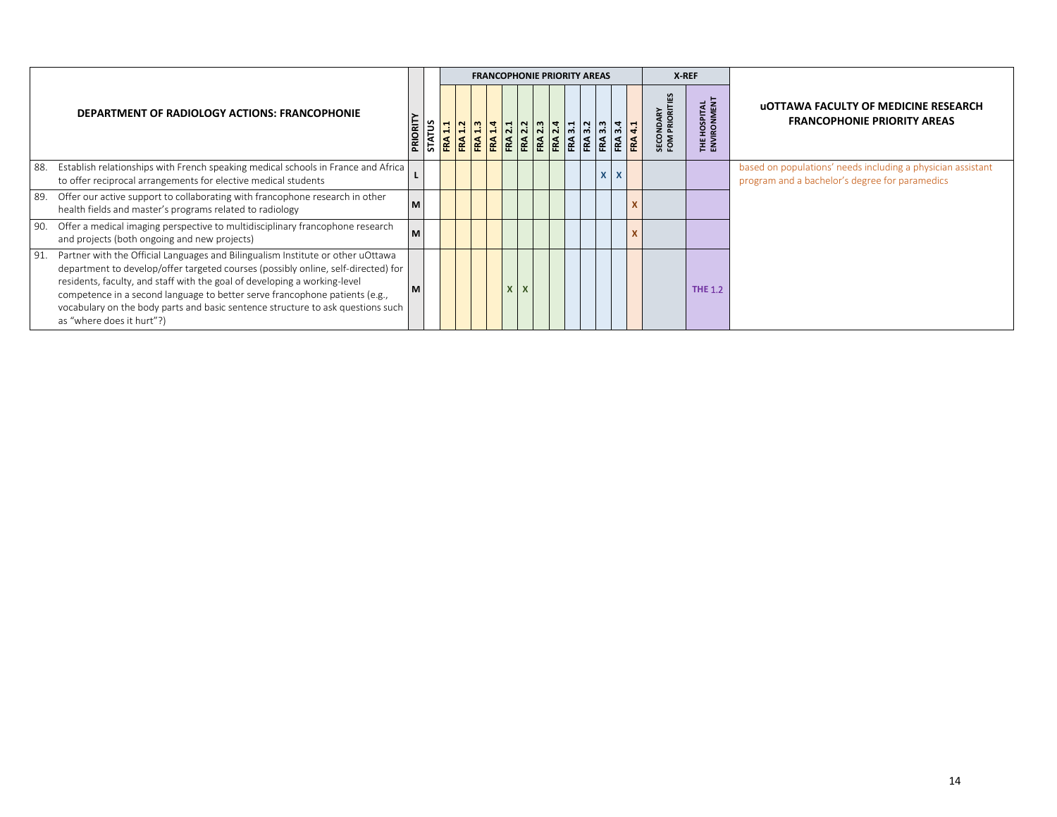| DEPARTMENT OF RADIOLOGY ACTIONS: FRANCOPHONIE | PRIORITY | STATUS | FRANCOPHONIE PRIORITY AREAS | | | | | | | | | | | | | X-REF | |
|---|---|---|---|---|---|---|---|---|---|---|---|---|---|---|---|---|---|
| | | | FRA 1.1 | FRA 1.2 | FRA 1.3 | FRA 1.4 | FRA 2.1 | FRA 2.2 | FRA 2.3 | FRA 2.4 | FRA 3.1 | FRA 3.2 | FRA 3.3 | FRA 3.4 | FRA 4.1 | SECONDARY FOM PRIORITIES | THE HOSPITAL ENVIRONMENT |
| 88. Establish relationships with French speaking medical schools in France and Africa to offer reciprocal arrangements for elective medical students | L | | | | | | | | | | | | X | X | | | |
| 89. Offer our active support to collaborating with francophone research in other health fields and master's programs related to radiology | M | | | | | | | | | | | | | | X | | |
| 90. Offer a medical imaging perspective to multidisciplinary francophone research and projects (both ongoing and new projects) | M | | | | | | | | | | | | | | X | | |
| 91. Partner with the Official Languages and Bilingualism Institute or other uOttawa department to develop/offer targeted courses (possibly online, self-directed) for residents, faculty, and staff with the goal of developing a working-level competence in a second language to better serve francophone patients (e.g., vocabulary on the body parts and basic sentence structure to ask questions such as "where does it hurt"?) | M | | | | | | X | X | | | | | | | | | THE 1.2 |

## uOTTAWA FACULTY OF MEDICINE RESEARCH FRANCOPHONIE PRIORITY AREAS

based on populations' needs including a physician assistant program and a bachelor's degree for paramedics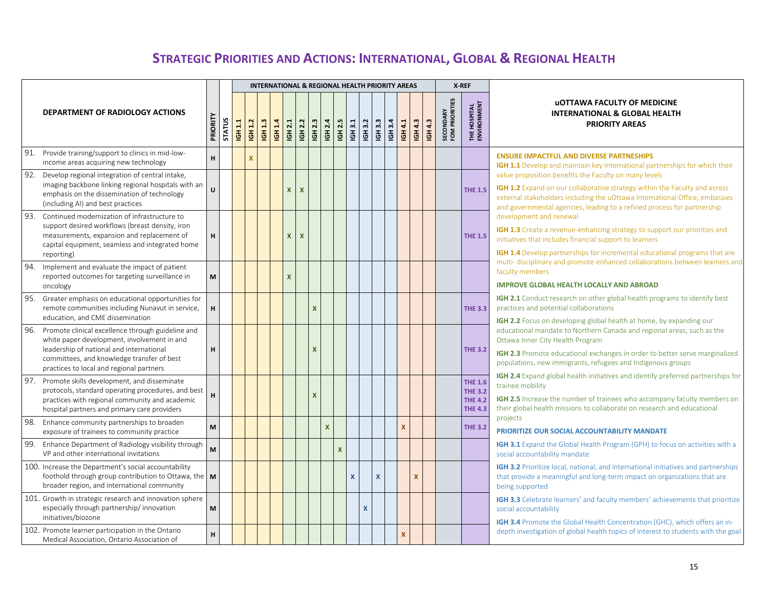# STRATEGIC PRIORITIES AND ACTIONS: INTERNATIONAL, GLOBAL & REGIONAL HEALTH

| DEPARTMENT OF RADIOLOGY ACTIONS | PRIORITY | STATUS | INTERNATIONAL & REGIONAL HEALTH PRIORITY AREAS | | | | | | | | | | | | | | | | | X-REF | |
|---|---|---|---|---|---|---|---|---|---|---|---|---|---|---|---|---|---|---|---|---|---|
| | | | IGH 1.1 | IGH 1.2 | IGH 1.3 | IGH 1.4 | IGH 2.1 | IGH 2.2 | IGH 2.3 | IGH 2.4 | IGH 2.5 | IGH 3.1 | IGH 3.2 | IGH 3.3 | IGH 3.4 | IGH 4.1 | IGH 4.3 | IGH 4.3 | SECONDARY FOM PRIORITIES | THE HOSPITAL ENVIRONMENT |
| 91. Provide training/support to clinics in mid-low-income areas acquiring new technology | H | | | X | | | | | | | | | | | | | | | | |
| 92. Develop regional integration of central intake, imaging backbone linking regional hospitals with an emphasis on the dissemination of technology (including AI) and best practices | U | | | | | | X | X | | | | | | | | | | | | THE 1.5 |
| 93. Continued modernization of infrastructure to support desired workflows (breast density, iron measurements, expansion and replacement of capital equipment, seamless and integrated home reporting) | H | | | | | | X | X | | | | | | | | | | | | THE 1.5 |
| 94. Implement and evaluate the impact of patient reported outcomes for targeting surveillance in oncology | M | | | | | | X | | | | | | | | | | | | | |
| 95. Greater emphasis on educational opportunities for remote communities including Nunavut in service, education, and CME dissemination | H | | | | | | | | X | | | | | | | | | | | THE 3.3 |
| 96. Promote clinical excellence through guideline and white paper development, involvement in and leadership of national and international committees, and knowledge transfer of best practices to local and regional partners | H | | | | | | | | X | | | | | | | | | | | THE 3.2 |
| 97. Promote skills development, and disseminate protocols, standard operating procedures, and best practices with regional community and academic hospital partners and primary care providers | H | | | | | | | | X | | | | | | | | | | | THE 1.6<br>THE 3.2<br>THE 4.2<br>THE 4.3 |
| 98. Enhance community partnerships to broaden exposure of trainees to community practice | M | | | | | | | | | X | | | | | | X | | | | THE 3.2 |
| 99. Enhance Department of Radiology visibility through VP and other international invitations | M | | | | | | | | | | X | | | | | | | | | |
| 100. Increase the Department's social accountability foothold through group contribution to Ottawa, the broader region, and international community | M | | | | | | | | | | | X | | X | | | X | | | |
| 101. Growth in strategic research and innovation sphere especially through partnership/ innovation initiatives/biozone | M | | | | | | | | | | | | X | | | | | | | |
| 102. Promote learner participation in the Ontario Medical Association, Ontario Association of | H | | | | | | | | | | | | | | | X | | | | |

## uOTTAWA FACULTY OF MEDICINE INTERNATIONAL & GLOBAL HEALTH PRIORITY AREAS

**ENSURE IMPACTFUL AND DIVERSE PARTNESHIPS**

**IGH 1.1** Develop and maintain key international partnerships for which their value proposition benefits the Faculty on many levels

**IGH 1.2** Expand on our collaborative strategy within the Faculty and across external stakeholders including the uOttawa International Office, embassies and governmental agencies, leading to a refined process for partnership development and renewal

**IGH 1.3** Create a revenue-enhancing strategy to support our priorities and initiatives that includes financial support to learners

**IGH 1.4** Develop partnerships for incremental educational programs that are multi- disciplinary and promote enhanced collaborations between learners and faculty members

**IMPROVE GLOBAL HEALTH LOCALLY AND ABROAD**

**IGH 2.1** Conduct research on other global health programs to identify best practices and potential collaborations

**IGH 2.2** Focus on developing global health at home, by expanding our educational mandate to Northern Canada and regional areas, such as the Ottawa Inner City Health Program

**IGH 2.3** Promote educational exchanges in order to better serve marginalized populations, new immigrants, refugees and Indigenous groups

**IGH 2.4** Expand global health initiatives and identify preferred partnerships for trainee mobility

**IGH 2.5** Increase the number of trainees who accompany faculty members on their global health missions to collaborate on research and educational projects

**PRIORITIZE OUR SOCIAL ACCOUNTABILITY MANDATE**

**IGH 3.1** Expand the Global Health Program (GPH) to focus on activities with a social accountability mandate

**IGH 3.2** Prioritize local, national, and international initiatives and partnerships that provide a meaningful and long-term impact on organizations that are being supported

**IGH 3.3** Celebrate learners' and faculty members' achievements that prioritize social accountability

**IGH 3.4** Promote the Global Health Concentration (GHC), which offers an in-depth investigation of global health topics of interest to students with the goal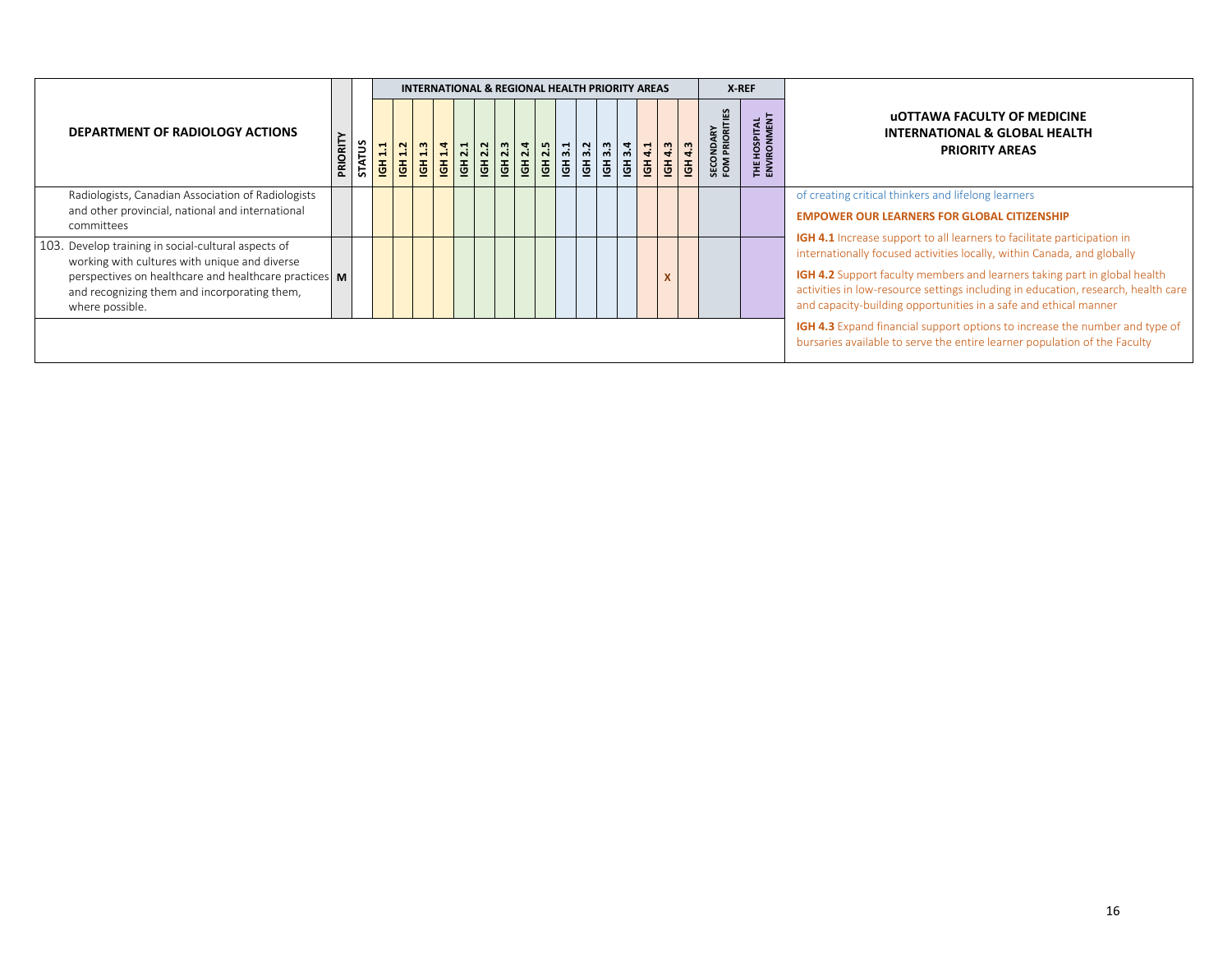| DEPARTMENT OF RADIOLOGY ACTIONS | PRIORITY | STATUS | INTERNATIONAL & REGIONAL HEALTH PRIORITY AREAS | | | | | | | | | | | | | | | | X-REF | | uOTTAWA FACULTY OF MEDICINE INTERNATIONAL & GLOBAL HEALTH PRIORITY AREAS |
|---|---|---|---|---|---|---|---|---|---|---|---|---|---|---|---|---|---|---|---|---|---|
| | | | IGH 1.1 | IGH 1.2 | IGH 1.3 | IGH 1.4 | IGH 2.1 | IGH 2.2 | IGH 2.3 | IGH 2.4 | IGH 2.5 | IGH 3.1 | IGH 3.2 | IGH 3.3 | IGH 3.4 | IGH 4.1 | IGH 4.3 | IGH 4.3 | SECONDARY FOM PRIORITIES | THE HOSPITAL ENVIRONMENT | |
| Radiologists, Canadian Association of Radiologists and other provincial, national and international committees | | | | | | | | | | | | | | | | | | | | | of creating critical thinkers and lifelong learners<br><br>**EMPOWER OUR LEARNERS FOR GLOBAL CITIZENSHIP** |
| 103. Develop training in social-cultural aspects of working with cultures with unique and diverse perspectives on healthcare and healthcare practices and recognizing them and incorporating them, where possible. | M | | | | | | | | | | | | | | | | X | | | | **IGH 4.1** Increase support to all learners to facilitate participation in internationally focused activities locally, within Canada, and globally<br><br>**IGH 4.2** Support faculty members and learners taking part in global health activities in low-resource settings including in education, research, health care and capacity-building opportunities in a safe and ethical manner |
| | | | | | | | | | | | | | | | | | | | | | **IGH 4.3** Expand financial support options to increase the number and type of bursaries available to serve the entire learner population of the Faculty |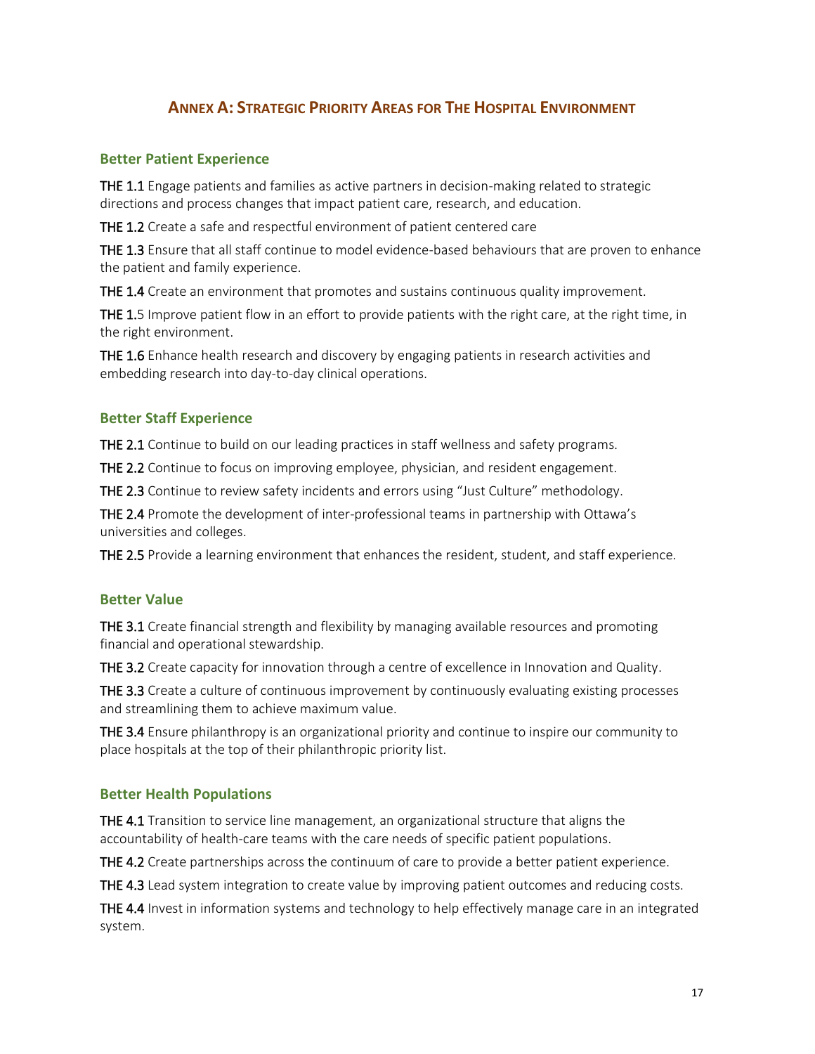# Annex A: Strategic Priority Areas for The Hospital Environment

## Better Patient Experience

THE 1.1 Engage patients and families as active partners in decision-making related to strategic directions and process changes that impact patient care, research, and education.

THE 1.2 Create a safe and respectful environment of patient centered care

THE 1.3 Ensure that all staff continue to model evidence-based behaviours that are proven to enhance the patient and family experience.

THE 1.4 Create an environment that promotes and sustains continuous quality improvement.

THE 1.5 Improve patient flow in an effort to provide patients with the right care, at the right time, in the right environment.

THE 1.6 Enhance health research and discovery by engaging patients in research activities and embedding research into day-to-day clinical operations.

## Better Staff Experience

THE 2.1 Continue to build on our leading practices in staff wellness and safety programs.

THE 2.2 Continue to focus on improving employee, physician, and resident engagement.

THE 2.3 Continue to review safety incidents and errors using "Just Culture" methodology.

THE 2.4 Promote the development of inter-professional teams in partnership with Ottawa's universities and colleges.

THE 2.5 Provide a learning environment that enhances the resident, student, and staff experience.

## Better Value

THE 3.1 Create financial strength and flexibility by managing available resources and promoting financial and operational stewardship.

THE 3.2 Create capacity for innovation through a centre of excellence in Innovation and Quality.

THE 3.3 Create a culture of continuous improvement by continuously evaluating existing processes and streamlining them to achieve maximum value.

THE 3.4 Ensure philanthropy is an organizational priority and continue to inspire our community to place hospitals at the top of their philanthropic priority list.

## Better Health Populations

THE 4.1 Transition to service line management, an organizational structure that aligns the accountability of health-care teams with the care needs of specific patient populations.

THE 4.2 Create partnerships across the continuum of care to provide a better patient experience.

THE 4.3 Lead system integration to create value by improving patient outcomes and reducing costs.

THE 4.4 Invest in information systems and technology to help effectively manage care in an integrated system.